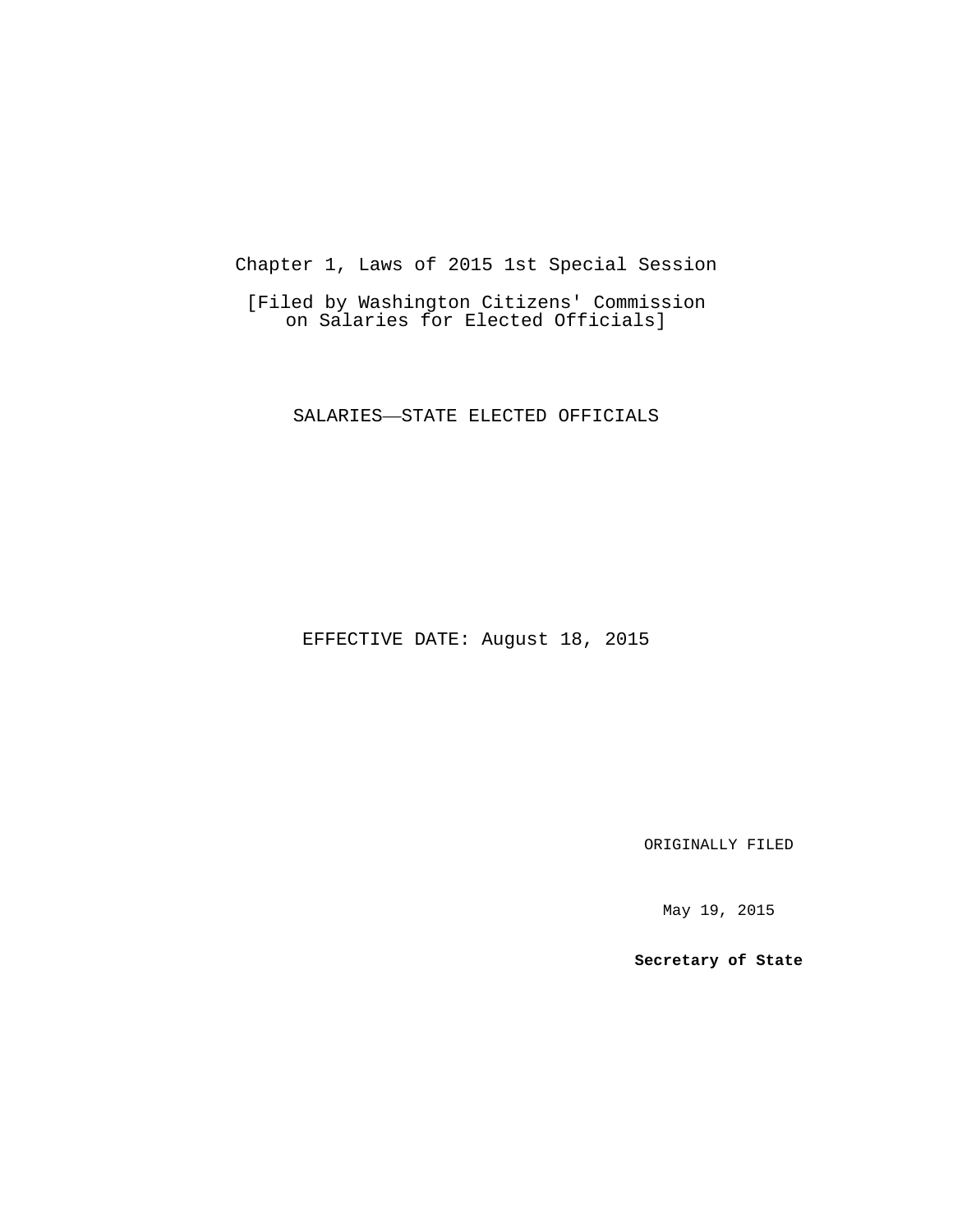Chapter 1, Laws of 2015 1st Special Session

[Filed by Washington Citizens' Commission on Salaries for Elected Officials]

# SALARIES——STATE ELECTED OFFICIALS

EFFECTIVE DATE: August 18, 2015

ORIGINALLY FILED

May 19, 2015

**Secretary of State**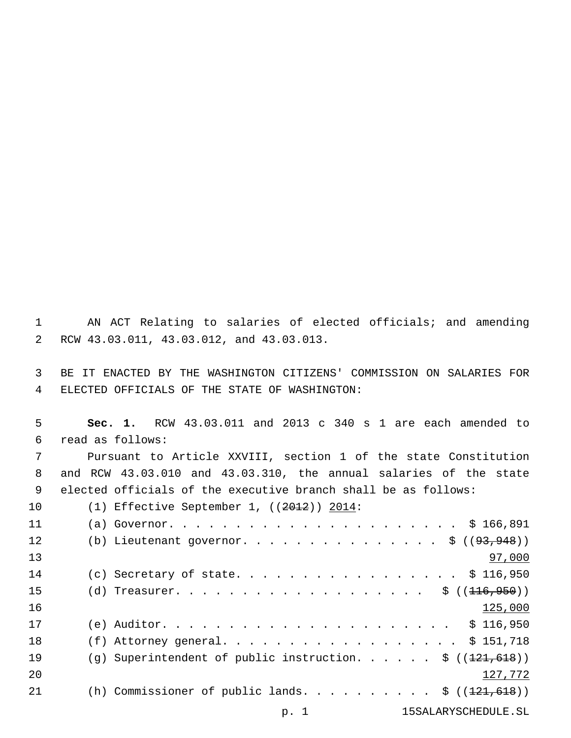AN ACT Relating to salaries of elected officials; and amending RCW 43.03.011, 43.03.012, and 43.03.013.

BE IT ENACTED BY THE WASHINGTON CITIZENS' COMMISSION ON SALARIES FOR ELECTED OFFICIALS OF THE STATE OF WASHINGTON:

**Sec. 1.** RCW 43.03.011 and 2013 c 340 s 1 are each amended to read as follows:

Pursuant to Article XXVIII, section 1 of the state Constitution and RCW 43.03.010 and 43.03.310, the annual salaries of the state elected officials of the executive branch shall be as follows:

(1) Effective September 1, ((~~2012~~)) 2014:

(a) Governor. . . . . . . . . . . . . . . . . . . . . $ 166,891

(b) Lieutenant governor. . . . . . . . . . . . . . . $ ((~~93,948~~)) 97,000

(c) Secretary of state. . . . . . . . . . . . . . . . $ 116,950

(d) Treasurer. . . . . . . . . . . . . . . . . . . $ ((~~116,950~~)) 125,000

(e) Auditor. . . . . . . . . . . . . . . . . . . . . $ 116,950

(f) Attorney general. . . . . . . . . . . . . . . . . $ 151,718

(g) Superintendent of public instruction. . . . . . $ ((~~121,618~~)) 127,772

(h) Commissioner of public lands. . . . . . . . . . $ ((~~121,618~~))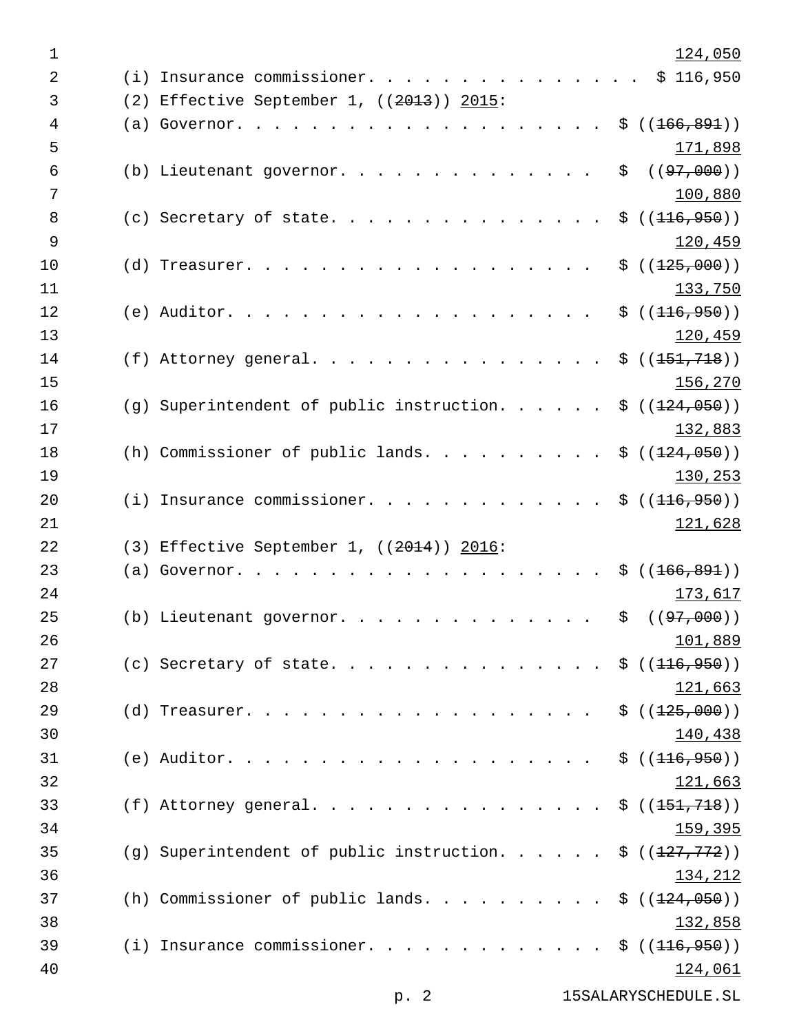124,050

(i) Insurance commissioner. . . . . . . . . . . . . . . . $ 116,950

(2) Effective September 1, ((~~2013~~)) <u>2015</u>:

(a) Governor. . . . . . . . . . . . . . . . . . . . . . $ ((~~166,891~~)) <u>171,898</u>

(b) Lieutenant governor. . . . . . . . . . . . . . $ ((~~97,000~~)) <u>100,880</u>

(c) Secretary of state. . . . . . . . . . . . . . . $ ((~~116,950~~)) <u>120,459</u>

(d) Treasurer. . . . . . . . . . . . . . . . . . . $ ((~~125,000~~)) <u>133,750</u>

(e) Auditor. . . . . . . . . . . . . . . . . . . . $ ((~~116,950~~)) <u>120,459</u>

(f) Attorney general. . . . . . . . . . . . . . . . $ ((~~151,718~~)) <u>156,270</u>

(g) Superintendent of public instruction. . . . . . $ ((~~124,050~~)) <u>132,883</u>

(h) Commissioner of public lands. . . . . . . . . . $ ((~~124,050~~)) <u>130,253</u>

(i) Insurance commissioner. . . . . . . . . . . . . $ ((~~116,950~~)) <u>121,628</u>

(3) Effective September 1, ((~~2014~~)) <u>2016</u>:

(a) Governor. . . . . . . . . . . . . . . . . . . . . . $ ((~~166,891~~)) <u>173,617</u>

(b) Lieutenant governor. . . . . . . . . . . . . . $ ((~~97,000~~)) <u>101,889</u>

(c) Secretary of state. . . . . . . . . . . . . . . $ ((~~116,950~~)) <u>121,663</u>

(d) Treasurer. . . . . . . . . . . . . . . . . . . $ ((~~125,000~~)) <u>140,438</u>

(e) Auditor. . . . . . . . . . . . . . . . . . . . $ ((~~116,950~~)) <u>121,663</u>

(f) Attorney general. . . . . . . . . . . . . . . . $ ((~~151,718~~)) <u>159,395</u>

(g) Superintendent of public instruction. . . . . . $ ((~~127,772~~)) <u>134,212</u>

(h) Commissioner of public lands. . . . . . . . . . $ ((~~124,050~~)) <u>132,858</u>

(i) Insurance commissioner. . . . . . . . . . . . . $ ((~~116,950~~)) <u>124,061</u>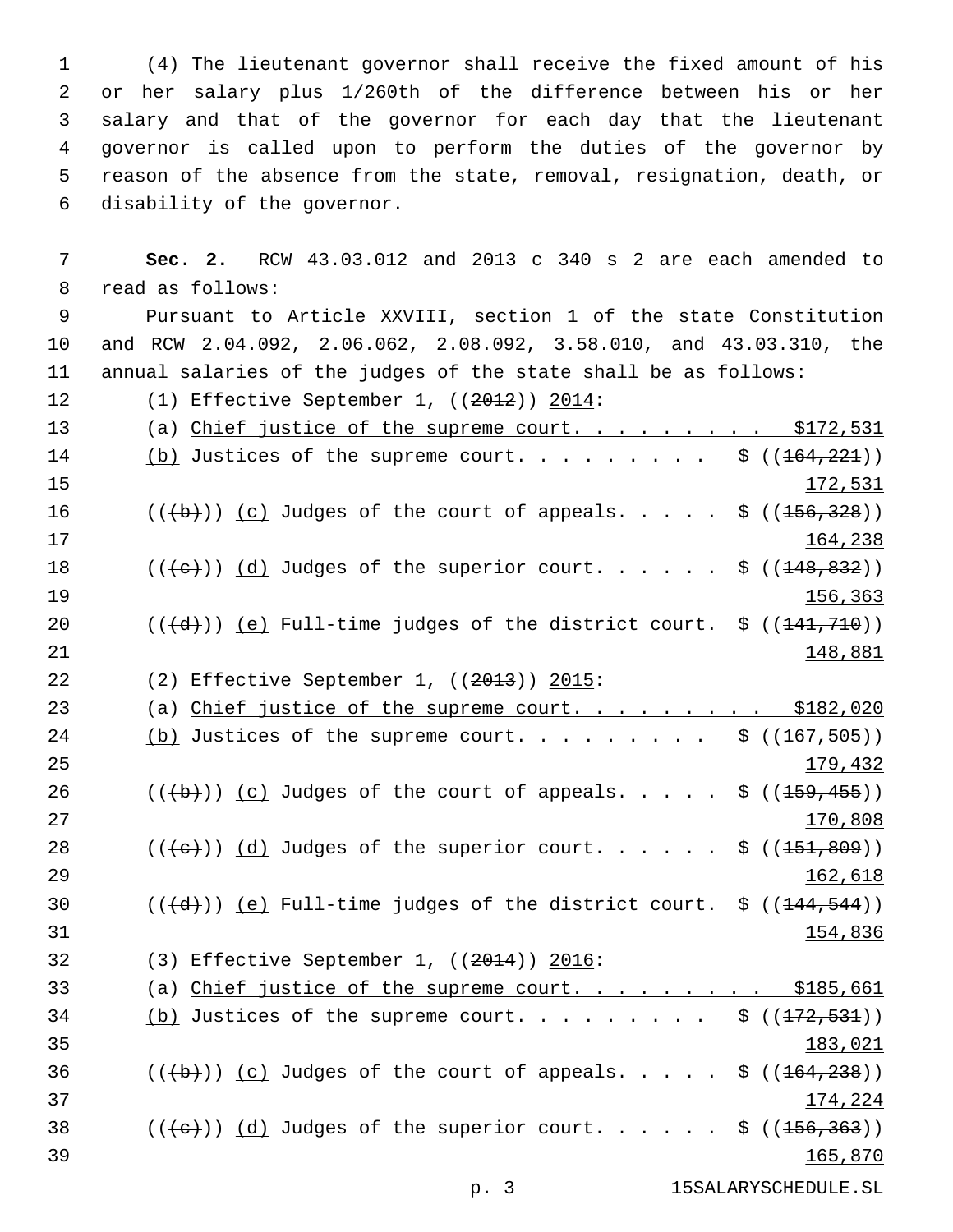(4) The lieutenant governor shall receive the fixed amount of his or her salary plus 1/260th of the difference between his or her salary and that of the governor for each day that the lieutenant governor is called upon to perform the duties of the governor by reason of the absence from the state, removal, resignation, death, or disability of the governor.

**Sec. 2.** RCW 43.03.012 and 2013 c 340 s 2 are each amended to read as follows:

Pursuant to Article XXVIII, section 1 of the state Constitution and RCW 2.04.092, 2.06.062, 2.08.092, 3.58.010, and 43.03.310, the annual salaries of the judges of the state shall be as follows:

(1) Effective September 1, ((~~2012~~)) <u>2014</u>:

(a) <u>Chief justice of the supreme court. . . . . . . . . $172,531</u>

<u>(b)</u> Justices of the supreme court. . . . . . . . . $ ((~~164,221~~)) <u>172,531</u>

((~~(b)~~)) <u>(c)</u> Judges of the court of appeals. . . . . $ ((~~156,328~~)) <u>164,238</u>

((~~(c)~~)) <u>(d)</u> Judges of the superior court. . . . . . $ ((~~148,832~~)) <u>156,363</u>

((~~(d)~~)) <u>(e)</u> Full-time judges of the district court. $ ((~~141,710~~)) <u>148,881</u>

(2) Effective September 1, ((~~2013~~)) <u>2015</u>:

(a) <u>Chief justice of the supreme court. . . . . . . . . $182,020</u>

<u>(b)</u> Justices of the supreme court. . . . . . . . . $ ((~~167,505~~)) <u>179,432</u>

((~~(b)~~)) <u>(c)</u> Judges of the court of appeals. . . . . $ ((~~159,455~~)) <u>170,808</u>

((~~(c)~~)) <u>(d)</u> Judges of the superior court. . . . . . $ ((~~151,809~~)) <u>162,618</u>

((~~(d)~~)) <u>(e)</u> Full-time judges of the district court. $ ((~~144,544~~)) <u>154,836</u>

(3) Effective September 1, ((~~2014~~)) <u>2016</u>:

(a) <u>Chief justice of the supreme court. . . . . . . . . $185,661</u>

<u>(b)</u> Justices of the supreme court. . . . . . . . . $ ((~~172,531~~)) <u>183,021</u>

((~~(b)~~)) <u>(c)</u> Judges of the court of appeals. . . . . $ ((~~164,238~~)) <u>174,224</u>

((~~(c)~~)) <u>(d)</u> Judges of the superior court. . . . . . $ ((~~156,363~~)) <u>165,870</u>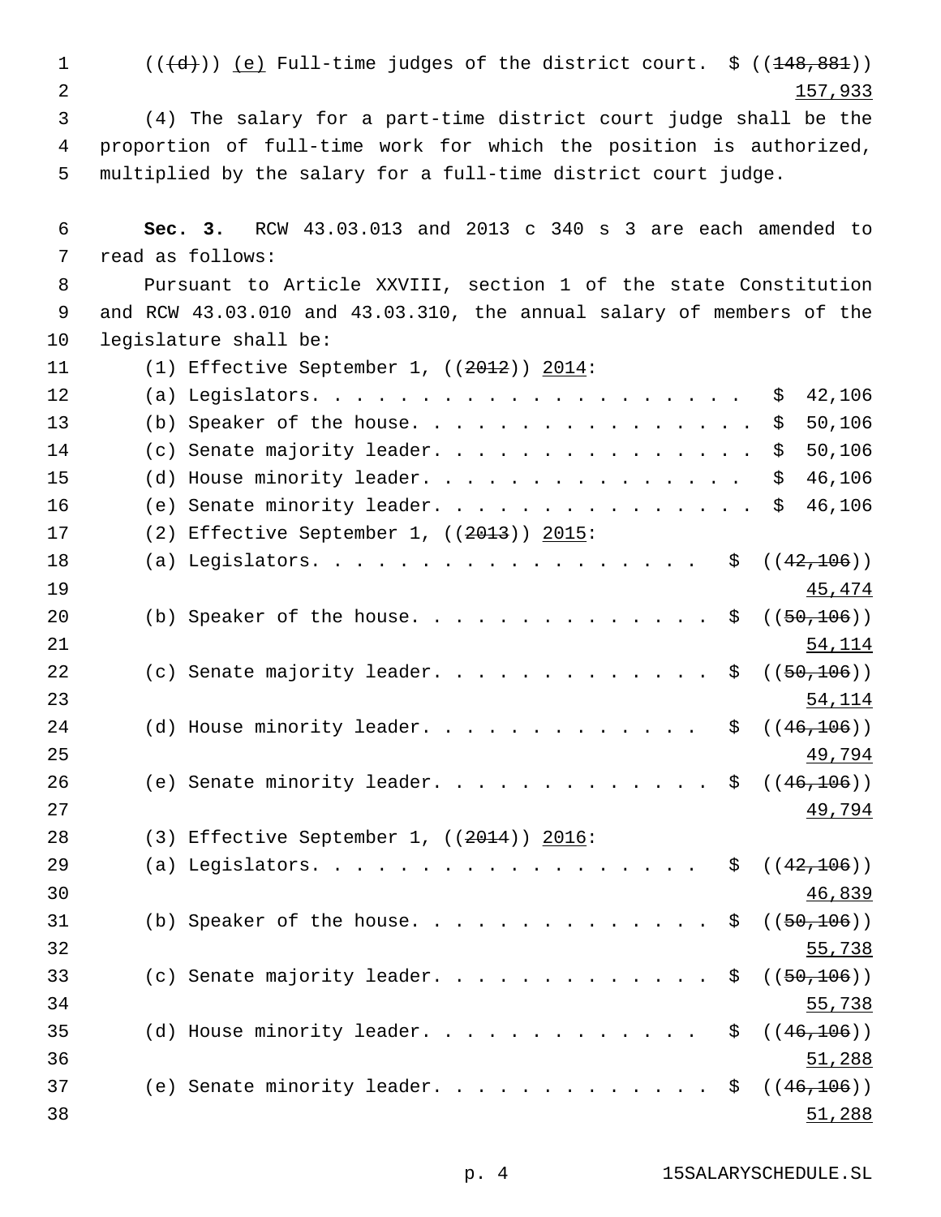(((d))) (e) Full-time judges of the district court. $ ((148,881)) 157,933

(4) The salary for a part-time district court judge shall be the proportion of full-time work for which the position is authorized, multiplied by the salary for a full-time district court judge.

**Sec. 3.** RCW 43.03.013 and 2013 c 340 s 3 are each amended to read as follows:

Pursuant to Article XXVIII, section 1 of the state Constitution and RCW 43.03.010 and 43.03.310, the annual salary of members of the legislature shall be:

(1) Effective September 1, ((2012)) 2014:

(a) Legislators. . . . . . . . . . . . . . . . . . . . . $ 42,106

(b) Speaker of the house. . . . . . . . . . . . . . . . . $ 50,106

(c) Senate majority leader. . . . . . . . . . . . . . . . $ 50,106

(d) House minority leader. . . . . . . . . . . . . . . . $ 46,106

(e) Senate minority leader. . . . . . . . . . . . . . . . $ 46,106

(2) Effective September 1, ((2013)) 2015:

(a) Legislators. . . . . . . . . . . . . . . . . . . $ ((42,106)) 45,474

(b) Speaker of the house. . . . . . . . . . . . . . $ ((50,106)) 54,114

(c) Senate majority leader. . . . . . . . . . . . . $ ((50,106)) 54,114

(d) House minority leader. . . . . . . . . . . . . $ ((46,106)) 49,794

(e) Senate minority leader. . . . . . . . . . . . . $ ((46,106)) 49,794

(3) Effective September 1, ((2014)) 2016:

(a) Legislators. . . . . . . . . . . . . . . . . . . $ ((42,106)) 46,839

(b) Speaker of the house. . . . . . . . . . . . . . $ ((50,106)) 55,738

(c) Senate majority leader. . . . . . . . . . . . . $ ((50,106)) 55,738

(d) House minority leader. . . . . . . . . . . . . $ ((46,106)) 51,288

(e) Senate minority leader. . . . . . . . . . . . . $ ((46,106)) 51,288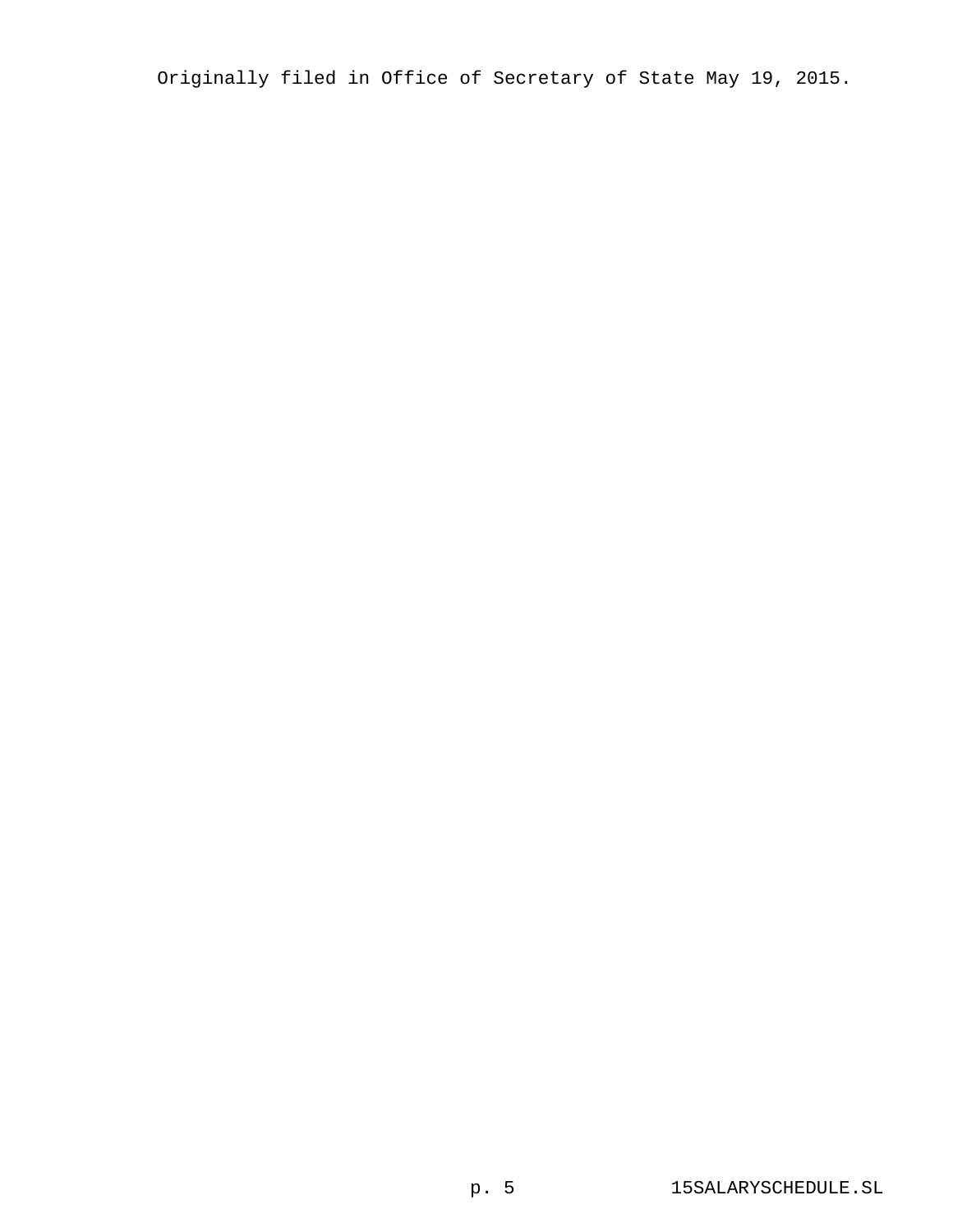Originally filed in Office of Secretary of State May 19, 2015.